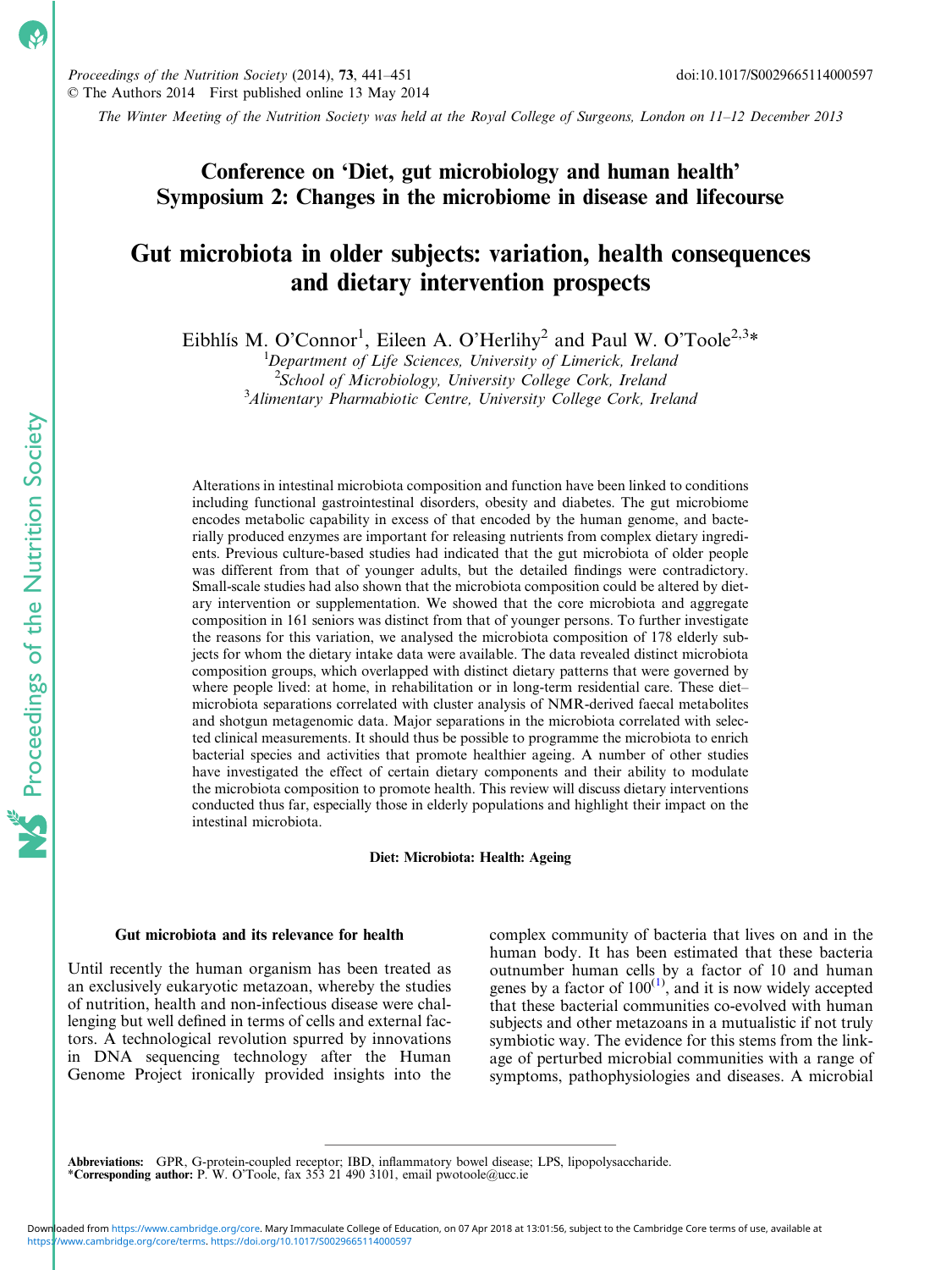The Winter Meeting of the Nutrition Society was held at the Royal College of Surgeons, London on 11–12 December 2013

## Conference on 'Diet, gut microbiology and human health'
## Symposium 2: Changes in the microbiome in disease and lifecourse

# Gut microbiota in older subjects: variation, health consequences and dietary intervention prospects

Eibhlís M. O'Connor[1], Eileen A. O'Herlihy[2] and Paul W. O'Toole[2,3]*

[1]*Department of Life Sciences, University of Limerick, Ireland*
[2]*School of Microbiology, University College Cork, Ireland*
[3]*Alimentary Pharmabiotic Centre, University College Cork, Ireland*

Alterations in intestinal microbiota composition and function have been linked to conditions including functional gastrointestinal disorders, obesity and diabetes. The gut microbiome encodes metabolic capability in excess of that encoded by the human genome, and bacterially produced enzymes are important for releasing nutrients from complex dietary ingredients. Previous culture-based studies had indicated that the gut microbiota of older people was different from that of younger adults, but the detailed findings were contradictory. Small-scale studies had also shown that the microbiota composition could be altered by dietary intervention or supplementation. We showed that the core microbiota and aggregate composition in 161 seniors was distinct from that of younger persons. To further investigate the reasons for this variation, we analysed the microbiota composition of 178 elderly subjects for whom the dietary intake data were available. The data revealed distinct microbiota composition groups, which overlapped with distinct dietary patterns that were governed by where people lived: at home, in rehabilitation or in long-term residential care. These diet–microbiota separations correlated with cluster analysis of NMR-derived faecal metabolites and shotgun metagenomic data. Major separations in the microbiota correlated with selected clinical measurements. It should thus be possible to programme the microbiota to enrich bacterial species and activities that promote healthier ageing. A number of other studies have investigated the effect of certain dietary components and their ability to modulate the microbiota composition to promote health. This review will discuss dietary interventions conducted thus far, especially those in elderly populations and highlight their impact on the intestinal microbiota.

**Diet: Microbiota: Health: Ageing**

### Gut microbiota and its relevance for health

Until recently the human organism has been treated as an exclusively eukaryotic metazoan, whereby the studies of nutrition, health and non-infectious disease were challenging but well defined in terms of cells and external factors. A technological revolution spurred by innovations in DNA sequencing technology after the Human Genome Project ironically provided insights into the complex community of bacteria that lives on and in the human body. It has been estimated that these bacteria outnumber human cells by a factor of 10 and human genes by a factor of 100[1], and it is now widely accepted that these bacterial communities co-evolved with human subjects and other metazoans in a mutualistic if not truly symbiotic way. The evidence for this stems from the linkage of perturbed microbial communities with a range of symptoms, pathophysiologies and diseases. A microbial

**Abbreviations:** GPR, G-protein-coupled receptor; IBD, inflammatory bowel disease; LPS, lipopolysaccharide.
***Corresponding author:** P. W. O'Toole, fax 353 21 490 3101, email pwotoole@ucc.ie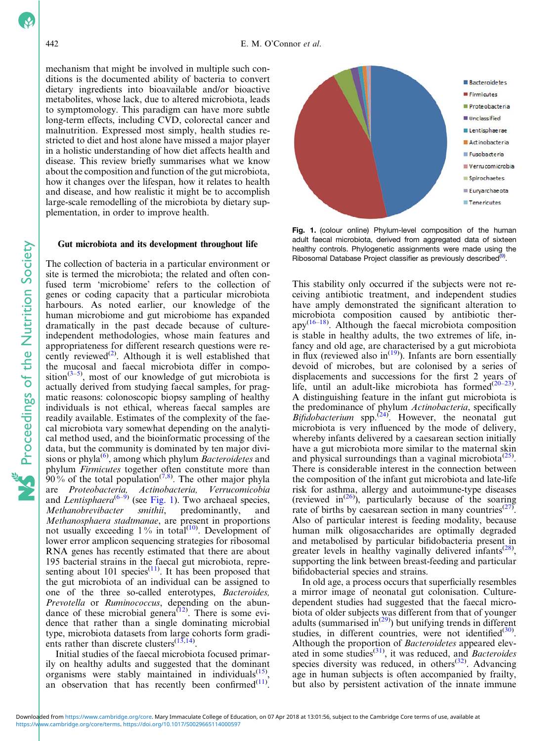mechanism that might be involved in multiple such conditions is the documented ability of bacteria to convert dietary ingredients into bioavailable and/or bioactive metabolites, whose lack, due to altered microbiota, leads to symptomology. This paradigm can have more subtle long-term effects, including CVD, colorectal cancer and malnutrition. Expressed most simply, health studies restricted to diet and host alone have missed a major player in a holistic understanding of how diet affects health and disease. This review briefly summarises what we know about the composition and function of the gut microbiota, how it changes over the lifespan, how it relates to health and disease, and how realistic it might be to accomplish large-scale remodelling of the microbiota by dietary supplementation, in order to improve health.

## Gut microbiota and its development throughout life

The collection of bacteria in a particular environment or site is termed the microbiota; the related and often confused term 'microbiome' refers to the collection of genes or coding capacity that a particular microbiota harbours. As noted earlier, our knowledge of the human microbiome and gut microbiome has expanded dramatically in the past decade because of culture-independent methodologies, whose main features and appropriateness for different research questions were recently reviewed[2]. Although it is well established that the mucosal and faecal microbiota differ in composition[3–5], most of our knowledge of gut microbiota is actually derived from studying faecal samples, for pragmatic reasons: colonoscopic biopsy sampling of healthy individuals is not ethical, whereas faecal samples are readily available. Estimates of the complexity of the faecal microbiota vary somewhat depending on the analytical method used, and the bioinformatic processing of the data, but the community is dominated by ten major divisions or phyla[6], among which phylum *Bacteroidetes* and phylum *Firmicutes* together often constitute more than 90 % of the total population[7,8]. The other major phyla are *Proteobacteria, Actinobacteria, Verrucomicobia* and *Lentisphaera*[6–9] (see Fig. 1). Two archaeal species, *Methanobrevibacter smithii*, predominantly, and *Methanosphaera stadtmanae*, are present in proportions not usually exceeding 1 % in total[10]. Development of lower error amplicon sequencing strategies for ribosomal RNA genes has recently estimated that there are about 195 bacterial strains in the faecal gut microbiota, representing about 101 species[11]. It has been proposed that the gut microbiota of an individual can be assigned to one of the three so-called enterotypes, *Bacteroides, Prevotella* or *Ruminococcus*, depending on the abundance of these microbial genera[12]. There is some evidence that rather than a single dominating microbial type, microbiota datasets from large cohorts form gradients rather than discrete clusters[13,14].

Initial studies of the faecal microbiota focused primarily on healthy adults and suggested that the dominant organisms were stably maintained in individuals[15], an observation that has recently been confirmed[11].

**Fig. 1.** (colour online) Phylum-level composition of the human adult faecal microbiota, derived from aggregated data of sixteen healthy controls. Phylogenetic assignments were made using the Ribosomal Database Project classifier as previously described[9].

This stability only occurred if the subjects were not receiving antibiotic treatment, and independent studies have amply demonstrated the significant alteration to microbiota composition caused by antibiotic therapy[16–18]. Although the faecal microbiota composition is stable in healthy adults, the two extremes of life, infancy and old age, are characterised by a gut microbiota in flux (reviewed also in[19]). Infants are born essentially devoid of microbes, but are colonised by a series of displacements and successions for the first 2 years of life, until an adult-like microbiota has formed[20–23]. A distinguishing feature in the infant gut microbiota is the predominance of phylum *Actinobacteria*, specifically *Bifidobacterium* spp.[24]. However, the neonatal gut microbiota is very influenced by the mode of delivery, whereby infants delivered by a caesarean section initially have a gut microbiota more similar to the maternal skin and physical surroundings than a vaginal microbiota[25]. There is considerable interest in the connection between the composition of the infant gut microbiota and late-life risk for asthma, allergy and autoimmune-type diseases (reviewed in[26]), particularly because of the soaring rate of births by caesarean section in many countries[27]. Also of particular interest is feeding modality, because human milk oligosaccharides are optimally degraded and metabolised by particular bifidobacteria present in greater levels in healthy vaginally delivered infants[28], supporting the link between breast-feeding and particular bifidobacterial species and strains.

In old age, a process occurs that superficially resembles a mirror image of neonatal gut colonisation. Culture-dependent studies had suggested that the faecal microbiota of older subjects was different from that of younger adults (summarised in[29]) but unifying trends in different studies, in different countries, were not identified[30]. Although the proportion of *Bacteroidetes* appeared elevated in some studies[31], it was reduced, and *Bacteroides* species diversity was reduced, in others[32]. Advancing age in human subjects is often accompanied by frailty, but also by persistent activation of the innate immune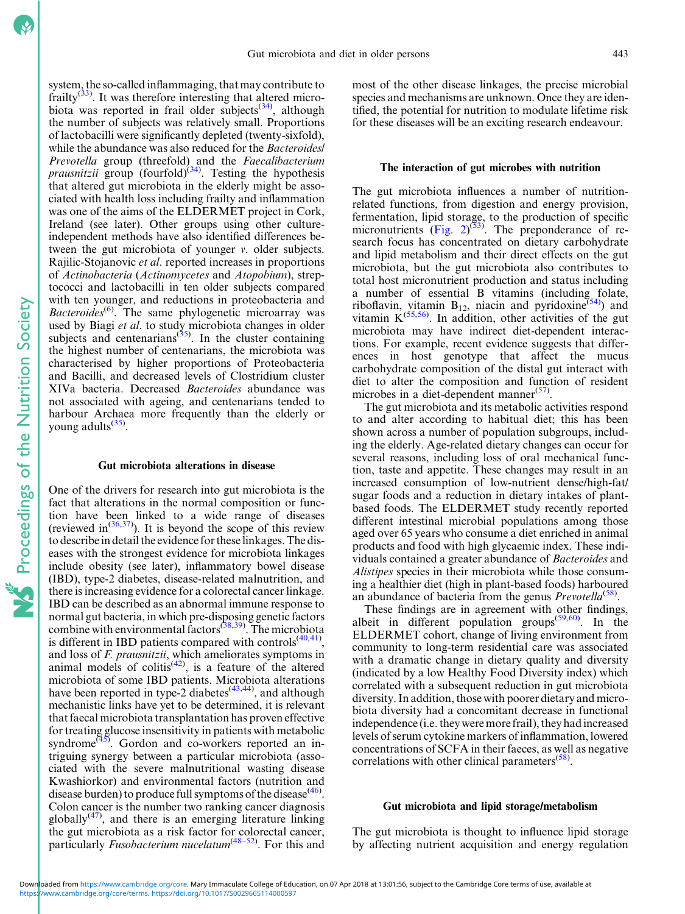system, the so-called inflammaging, that may contribute to frailty[33]. It was therefore interesting that altered microbiota was reported in frail older subjects[34], although the number of subjects was relatively small. Proportions of lactobacilli were significantly depleted (twenty-sixfold), while the abundance was also reduced for the *Bacteroides*/*Prevotella* group (threefold) and the *Faecalibacterium prausnitzii* group (fourfold)[34]. Testing the hypothesis that altered gut microbiota in the elderly might be associated with health loss including frailty and inflammation was one of the aims of the ELDERMET project in Cork, Ireland (see later). Other groups using other culture-independent methods have also identified differences between the gut microbiota of younger *v.* older subjects. Rajilic-Stojanovic *et al*. reported increases in proportions of *Actinobacteria* (*Actinomycetes* and *Atopobium*), streptococci and lactobacilli in ten older subjects compared with ten younger, and reductions in proteobacteria and *Bacteroides*[6]. The same phylogenetic microarray was used by Biagi *et al*. to study microbiota changes in older subjects and centenarians[35]. In the cluster containing the highest number of centenarians, the microbiota was characterised by higher proportions of Proteobacteria and Bacilli, and decreased levels of Clostridium cluster XIVa bacteria. Decreased *Bacteroides* abundance was not associated with ageing, and centenarians tended to harbour Archaea more frequently than the elderly or young adults[35].

## Gut microbiota alterations in disease

One of the drivers for research into gut microbiota is the fact that alterations in the normal composition or function have been linked to a wide range of diseases (reviewed in[36,37]). It is beyond the scope of this review to describe in detail the evidence for these linkages. The diseases with the strongest evidence for microbiota linkages include obesity (see later), inflammatory bowel disease (IBD), type-2 diabetes, disease-related malnutrition, and there is increasing evidence for a colorectal cancer linkage. IBD can be described as an abnormal immune response to normal gut bacteria, in which pre-disposing genetic factors combine with environmental factors[38,39]. The microbiota is different in IBD patients compared with controls[40,41], and loss of *F. prausnitzii*, which ameliorates symptoms in animal models of colitis[42], is a feature of the altered microbiota of some IBD patients. Microbiota alterations have been reported in type-2 diabetes[43,44], and although mechanistic links have yet to be determined, it is relevant that faecal microbiota transplantation has proven effective for treating glucose insensitivity in patients with metabolic syndrome[45]. Gordon and co-workers reported an intriguing synergy between a particular microbiota (associated with the severe malnutritional wasting disease Kwashiorkor) and environmental factors (nutrition and disease burden) to produce full symptoms of the disease[46]. Colon cancer is the number two ranking cancer diagnosis globally[47], and there is an emerging literature linking the gut microbiota as a risk factor for colorectal cancer, particularly *Fusobacterium nucelatum*[48–52]. For this and most of the other disease linkages, the precise microbial species and mechanisms are unknown. Once they are identified, the potential for nutrition to modulate lifetime risk for these diseases will be an exciting research endeavour.

## The interaction of gut microbes with nutrition

The gut microbiota influences a number of nutrition-related functions, from digestion and energy provision, fermentation, lipid storage, to the production of specific micronutrients (Fig. 2)[53]. The preponderance of research focus has concentrated on dietary carbohydrate and lipid metabolism and their direct effects on the gut microbiota, but the gut microbiota also contributes to total host micronutrient production and status including a number of essential B vitamins (including folate, riboflavin, vitamin $B_{12}$, niacin and pyridoxine[54]) and vitamin K[55,56]. In addition, other activities of the gut microbiota may have indirect diet-dependent interactions. For example, recent evidence suggests that differences in host genotype that affect the mucus carbohydrate composition of the distal gut interact with diet to alter the composition and function of resident microbes in a diet-dependent manner[57].

The gut microbiota and its metabolic activities respond to and alter according to habitual diet; this has been shown across a number of population subgroups, including the elderly. Age-related dietary changes can occur for several reasons, including loss of oral mechanical function, taste and appetite. These changes may result in an increased consumption of low-nutrient dense/high-fat/sugar foods and a reduction in dietary intakes of plant-based foods. The ELDERMET study recently reported different intestinal microbial populations among those aged over 65 years who consume a diet enriched in animal products and food with high glycaemic index. These individuals contained a greater abundance of *Bacteroides* and *Alistipes* species in their microbiota while those consuming a healthier diet (high in plant-based foods) harboured an abundance of bacteria from the genus *Prevotella*[58].

These findings are in agreement with other findings, albeit in different population groups[59,60]. In the ELDERMET cohort, change of living environment from community to long-term residential care was associated with a dramatic change in dietary quality and diversity (indicated by a low Healthy Food Diversity index) which correlated with a subsequent reduction in gut microbiota diversity. In addition, those with poorer dietary and microbiota diversity had a concomitant decrease in functional independence (i.e. they were more frail), they had increased levels of serum cytokine markers of inflammation, lowered concentrations of SCFA in their faeces, as well as negative correlations with other clinical parameters[58].

## Gut microbiota and lipid storage/metabolism

The gut microbiota is thought to influence lipid storage by affecting nutrient acquisition and energy regulation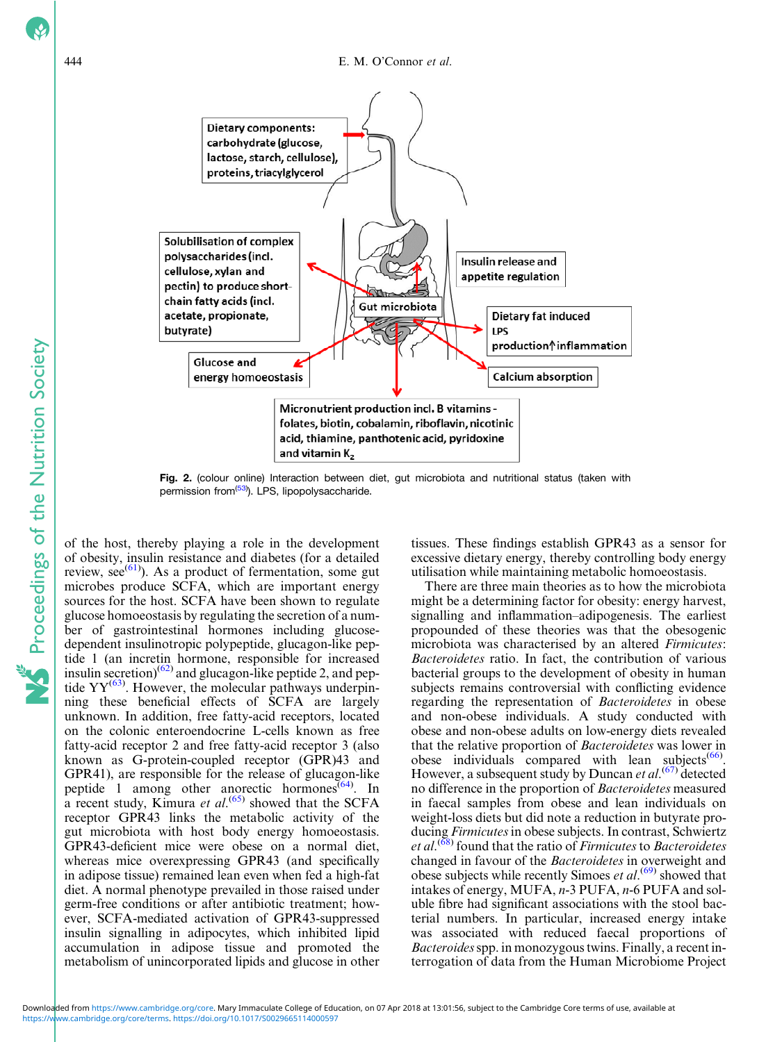Fig. 2. (colour online) Interaction between diet, gut microbiota and nutritional status (taken with permission from[53]). LPS, lipopolysaccharide.

of the host, thereby playing a role in the development of obesity, insulin resistance and diabetes (for a detailed review, see[61]). As a product of fermentation, some gut microbes produce SCFA, which are important energy sources for the host. SCFA have been shown to regulate glucose homoeostasis by regulating the secretion of a number of gastrointestinal hormones including glucose-dependent insulinotropic polypeptide, glucagon-like peptide 1 (an incretin hormone, responsible for increased insulin secretion)[62] and glucagon-like peptide 2, and peptide YY[63]. However, the molecular pathways underpinning these beneficial effects of SCFA are largely unknown. In addition, free fatty-acid receptors, located on the colonic enteroendocrine L-cells known as free fatty-acid receptor 2 and free fatty-acid receptor 3 (also known as G-protein-coupled receptor (GPR)43 and GPR41), are responsible for the release of glucagon-like peptide 1 among other anorectic hormones[64]. In a recent study, Kimura *et al.*[65] showed that the SCFA receptor GPR43 links the metabolic activity of the gut microbiota with host body energy homoeostasis. GPR43-deficient mice were obese on a normal diet, whereas mice overexpressing GPR43 (and specifically in adipose tissue) remained lean even when fed a high-fat diet. A normal phenotype prevailed in those raised under germ-free conditions or after antibiotic treatment; however, SCFA-mediated activation of GPR43-suppressed insulin signalling in adipocytes, which inhibited lipid accumulation in adipose tissue and promoted the metabolism of unincorporated lipids and glucose in other tissues. These findings establish GPR43 as a sensor for excessive dietary energy, thereby controlling body energy utilisation while maintaining metabolic homoeostasis.

There are three main theories as to how the microbiota might be a determining factor for obesity: energy harvest, signalling and inflammation–adipogenesis. The earliest propounded of these theories was that the obesogenic microbiota was characterised by an altered *Firmicutes*:*Bacteroidetes* ratio. In fact, the contribution of various bacterial groups to the development of obesity in human subjects remains controversial with conflicting evidence regarding the representation of *Bacteroidetes* in obese and non-obese individuals. A study conducted with obese and non-obese adults on low-energy diets revealed that the relative proportion of *Bacteroidetes* was lower in obese individuals compared with lean subjects[66]. However, a subsequent study by Duncan *et al.*[67] detected no difference in the proportion of *Bacteroidetes* measured in faecal samples from obese and lean individuals on weight-loss diets but did note a reduction in butyrate producing *Firmicutes* in obese subjects. In contrast, Schwiertz *et al.*[68] found that the ratio of *Firmicutes* to *Bacteroidetes* changed in favour of the *Bacteroidetes* in overweight and obese subjects while recently Simoes *et al.*[69] showed that intakes of energy, MUFA, *n*-3 PUFA, *n*-6 PUFA and soluble fibre had significant associations with the stool bacterial numbers. In particular, increased energy intake was associated with reduced faecal proportions of *Bacteroides* spp. in monozygous twins. Finally, a recent interrogation of data from the Human Microbiome Project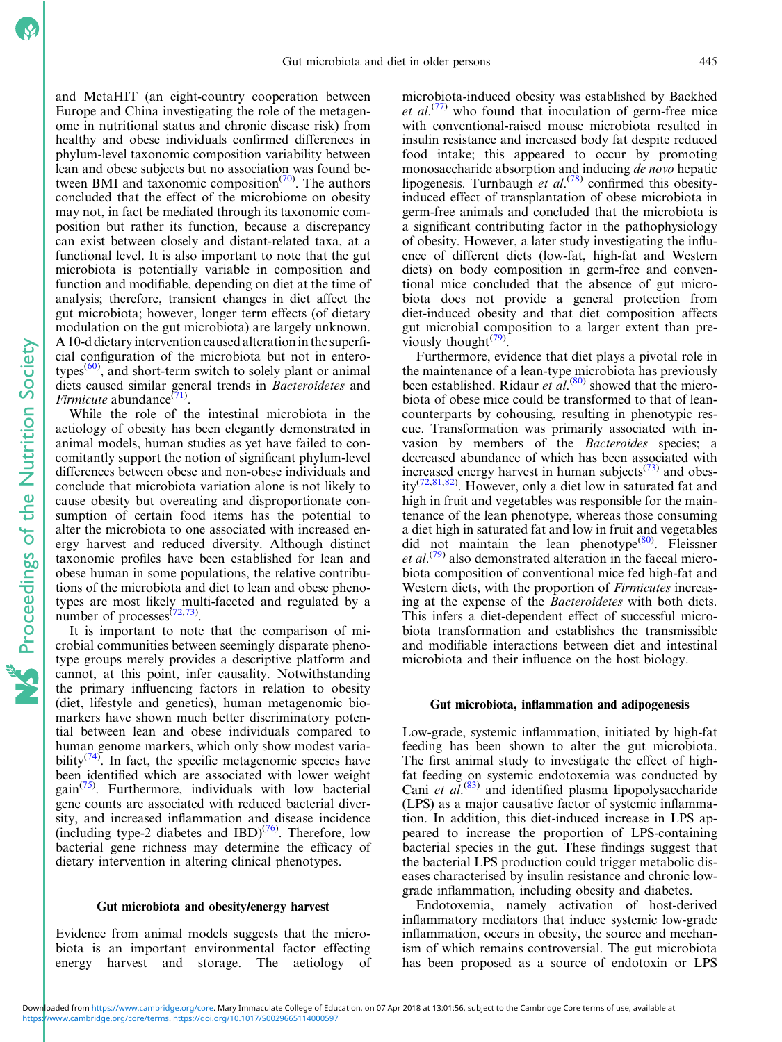and MetaHIT (an eight-country cooperation between Europe and China investigating the role of the metagenome in nutritional status and chronic disease risk) from healthy and obese individuals confirmed differences in phylum-level taxonomic composition variability between lean and obese subjects but no association was found between BMI and taxonomic composition[70]. The authors concluded that the effect of the microbiome on obesity may not, in fact be mediated through its taxonomic composition but rather its function, because a discrepancy can exist between closely and distant-related taxa, at a functional level. It is also important to note that the gut microbiota is potentially variable in composition and function and modifiable, depending on diet at the time of analysis; therefore, transient changes in diet affect the gut microbiota; however, longer term effects (of dietary modulation on the gut microbiota) are largely unknown. A 10-d dietary intervention caused alteration in the superficial configuration of the microbiota but not in enterotypes[60], and short-term switch to solely plant or animal diets caused similar general trends in *Bacteroidetes* and *Firmicute* abundance[71].

While the role of the intestinal microbiota in the aetiology of obesity has been elegantly demonstrated in animal models, human studies as yet have failed to concomitantly support the notion of significant phylum-level differences between obese and non-obese individuals and conclude that microbiota variation alone is not likely to cause obesity but overeating and disproportionate consumption of certain food items has the potential to alter the microbiota to one associated with increased energy harvest and reduced diversity. Although distinct taxonomic profiles have been established for lean and obese human in some populations, the relative contributions of the microbiota and diet to lean and obese phenotypes are most likely multi-faceted and regulated by a number of processes[72,73].

It is important to note that the comparison of microbial communities between seemingly disparate phenotype groups merely provides a descriptive platform and cannot, at this point, infer causality. Notwithstanding the primary influencing factors in relation to obesity (diet, lifestyle and genetics), human metagenomic biomarkers have shown much better discriminatory potential between lean and obese individuals compared to human genome markers, which only show modest variability[74]. In fact, the specific metagenomic species have been identified which are associated with lower weight gain[75]. Furthermore, individuals with low bacterial gene counts are associated with reduced bacterial diversity, and increased inflammation and disease incidence (including type-2 diabetes and IBD)[76]. Therefore, low bacterial gene richness may determine the efficacy of dietary intervention in altering clinical phenotypes.

## Gut microbiota and obesity/energy harvest

Evidence from animal models suggests that the microbiota is an important environmental factor effecting energy harvest and storage. The aetiology of microbiota-induced obesity was established by Backhed *et al.*[77] who found that inoculation of germ-free mice with conventional-raised mouse microbiota resulted in insulin resistance and increased body fat despite reduced food intake; this appeared to occur by promoting monosaccharide absorption and inducing *de novo* hepatic lipogenesis. Turnbaugh *et al.*[78] confirmed this obesity-induced effect of transplantation of obese microbiota in germ-free animals and concluded that the microbiota is a significant contributing factor in the pathophysiology of obesity. However, a later study investigating the influence of different diets (low-fat, high-fat and Western diets) on body composition in germ-free and conventional mice concluded that the absence of gut microbiota does not provide a general protection from diet-induced obesity and that diet composition affects gut microbial composition to a larger extent than previously thought[79].

Furthermore, evidence that diet plays a pivotal role in the maintenance of a lean-type microbiota has previously been established. Ridaur *et al.*[80] showed that the microbiota of obese mice could be transformed to that of lean-counterparts by cohousing, resulting in phenotypic rescue. Transformation was primarily associated with invasion by members of the *Bacteroides* species; a decreased abundance of which has been associated with increased energy harvest in human subjects[73] and obesity[72,81,82]. However, only a diet low in saturated fat and high in fruit and vegetables was responsible for the maintenance of the lean phenotype, whereas those consuming a diet high in saturated fat and low in fruit and vegetables did not maintain the lean phenotype[80]. Fleissner *et al.*[79] also demonstrated alteration in the faecal microbiota composition of conventional mice fed high-fat and Western diets, with the proportion of *Firmicutes* increasing at the expense of the *Bacteroidetes* with both diets. This infers a diet-dependent effect of successful microbiota transformation and establishes the transmissible and modifiable interactions between diet and intestinal microbiota and their influence on the host biology.

## Gut microbiota, inflammation and adipogenesis

Low-grade, systemic inflammation, initiated by high-fat feeding has been shown to alter the gut microbiota. The first animal study to investigate the effect of high-fat feeding on systemic endotoxemia was conducted by Cani *et al.*[83] and identified plasma lipopolysaccharide (LPS) as a major causative factor of systemic inflammation. In addition, this diet-induced increase in LPS appeared to increase the proportion of LPS-containing bacterial species in the gut. These findings suggest that the bacterial LPS production could trigger metabolic diseases characterised by insulin resistance and chronic low-grade inflammation, including obesity and diabetes.

Endotoxemia, namely activation of host-derived inflammatory mediators that induce systemic low-grade inflammation, occurs in obesity, the source and mechanism of which remains controversial. The gut microbiota has been proposed as a source of endotoxin or LPS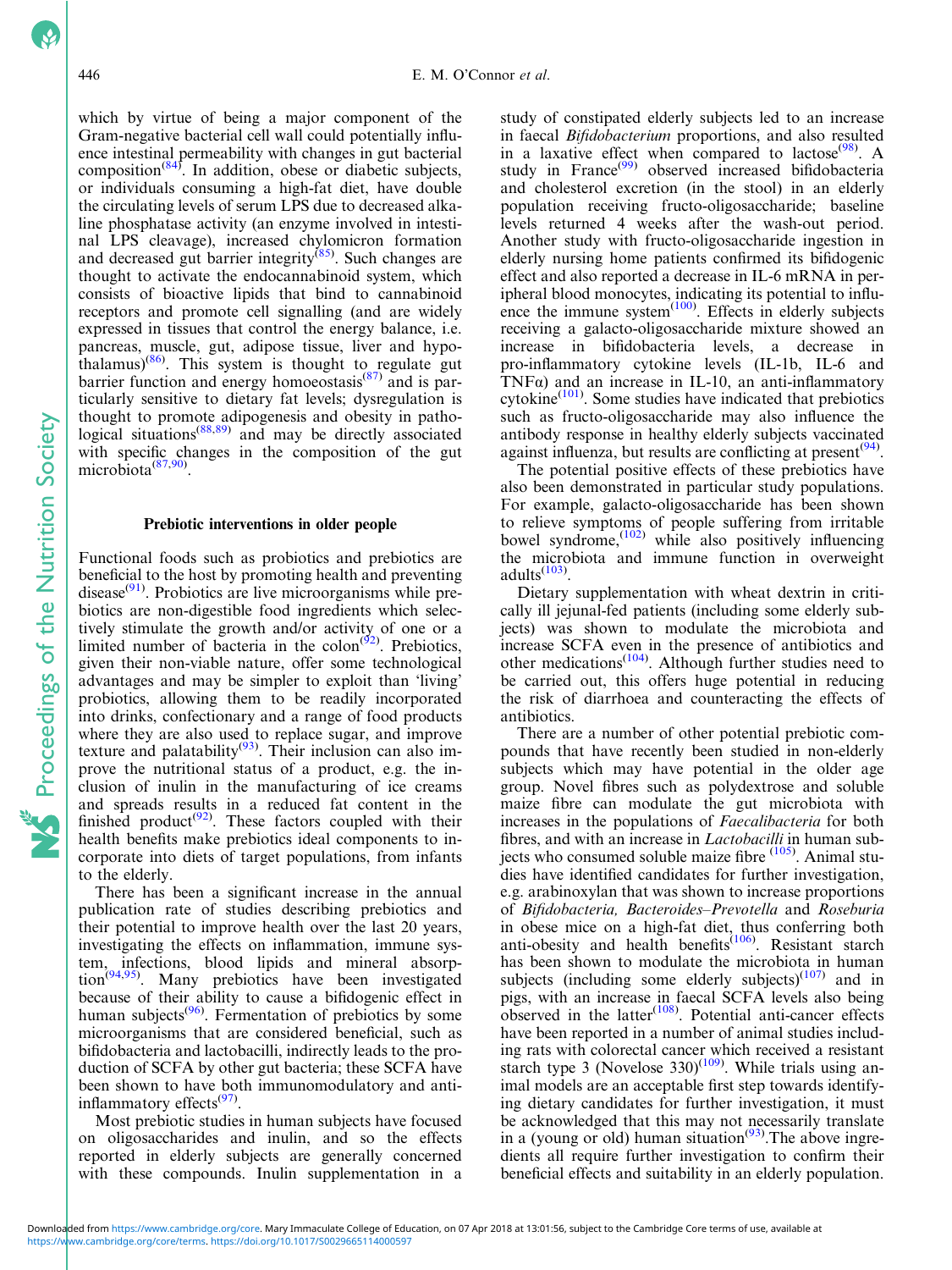which by virtue of being a major component of the Gram-negative bacterial cell wall could potentially influence intestinal permeability with changes in gut bacterial composition[84]. In addition, obese or diabetic subjects, or individuals consuming a high-fat diet, have double the circulating levels of serum LPS due to decreased alkaline phosphatase activity (an enzyme involved in intestinal LPS cleavage), increased chylomicron formation and decreased gut barrier integrity[85]. Such changes are thought to activate the endocannabinoid system, which consists of bioactive lipids that bind to cannabinoid receptors and promote cell signalling (and are widely expressed in tissues that control the energy balance, i.e. pancreas, muscle, gut, adipose tissue, liver and hypothalamus)[86]. This system is thought to regulate gut barrier function and energy homoeostasis[87] and is particularly sensitive to dietary fat levels; dysregulation is thought to promote adipogenesis and obesity in pathological situations[88,89] and may be directly associated with specific changes in the composition of the gut microbiota[87,90].

## Prebiotic interventions in older people

Functional foods such as probiotics and prebiotics are beneficial to the host by promoting health and preventing disease[91]. Probiotics are live microorganisms while prebiotics are non-digestible food ingredients which selectively stimulate the growth and/or activity of one or a limited number of bacteria in the colon[92]. Prebiotics, given their non-viable nature, offer some technological advantages and may be simpler to exploit than 'living' probiotics, allowing them to be readily incorporated into drinks, confectionary and a range of food products where they are also used to replace sugar, and improve texture and palatability[93]. Their inclusion can also improve the nutritional status of a product, e.g. the inclusion of inulin in the manufacturing of ice creams and spreads results in a reduced fat content in the finished product[92]. These factors coupled with their health benefits make prebiotics ideal components to incorporate into diets of target populations, from infants to the elderly.

There has been a significant increase in the annual publication rate of studies describing prebiotics and their potential to improve health over the last 20 years, investigating the effects on inflammation, immune system, infections, blood lipids and mineral absorption[94,95]. Many prebiotics have been investigated because of their ability to cause a bifidogenic effect in human subjects[96]. Fermentation of prebiotics by some microorganisms that are considered beneficial, such as bifidobacteria and lactobacilli, indirectly leads to the production of SCFA by other gut bacteria; these SCFA have been shown to have both immunomodulatory and anti-inflammatory effects[97].

Most prebiotic studies in human subjects have focused on oligosaccharides and inulin, and so the effects reported in elderly subjects are generally concerned with these compounds. Inulin supplementation in a study of constipated elderly subjects led to an increase in faecal *Bifidobacterium* proportions, and also resulted in a laxative effect when compared to lactose[98]. A study in France[99] observed increased bifidobacteria and cholesterol excretion (in the stool) in an elderly population receiving fructo-oligosaccharide; baseline levels returned 4 weeks after the wash-out period. Another study with fructo-oligosaccharide ingestion in elderly nursing home patients confirmed its bifidogenic effect and also reported a decrease in IL-6 mRNA in peripheral blood monocytes, indicating its potential to influence the immune system[100]. Effects in elderly subjects receiving a galacto-oligosaccharide mixture showed an increase in bifidobacteria levels, a decrease in pro-inflammatory cytokine levels (IL-1b, IL-6 and TNFα) and an increase in IL-10, an anti-inflammatory cytokine[101]. Some studies have indicated that prebiotics such as fructo-oligosaccharide may also influence the antibody response in healthy elderly subjects vaccinated against influenza, but results are conflicting at present[94].

The potential positive effects of these prebiotics have also been demonstrated in particular study populations. For example, galacto-oligosaccharide has been shown to relieve symptoms of people suffering from irritable bowel syndrome,[102] while also positively influencing the microbiota and immune function in overweight adults[103].

Dietary supplementation with wheat dextrin in critically ill jejunal-fed patients (including some elderly subjects) was shown to modulate the microbiota and increase SCFA even in the presence of antibiotics and other medications[104]. Although further studies need to be carried out, this offers huge potential in reducing the risk of diarrhoea and counteracting the effects of antibiotics.

There are a number of other potential prebiotic compounds that have recently been studied in non-elderly subjects which may have potential in the older age group. Novel fibres such as polydextrose and soluble maize fibre can modulate the gut microbiota with increases in the populations of *Faecalibacteria* for both fibres, and with an increase in *Lactobacilli* in human subjects who consumed soluble maize fibre [105]. Animal studies have identified candidates for further investigation, e.g. arabinoxylan that was shown to increase proportions of *Bifidobacteria*, *Bacteroides–Prevotella* and *Roseburia* in obese mice on a high-fat diet, thus conferring both anti-obesity and health benefits[106]. Resistant starch has been shown to modulate the microbiota in human subjects (including some elderly subjects)[107] and in pigs, with an increase in faecal SCFA levels also being observed in the latter[108]. Potential anti-cancer effects have been reported in a number of animal studies including rats with colorectal cancer which received a resistant starch type 3 (Novelose 330)[109]. While trials using animal models are an acceptable first step towards identifying dietary candidates for further investigation, it must be acknowledged that this may not necessarily translate in a (young or old) human situation[93]. The above ingredients all require further investigation to confirm their beneficial effects and suitability in an elderly population.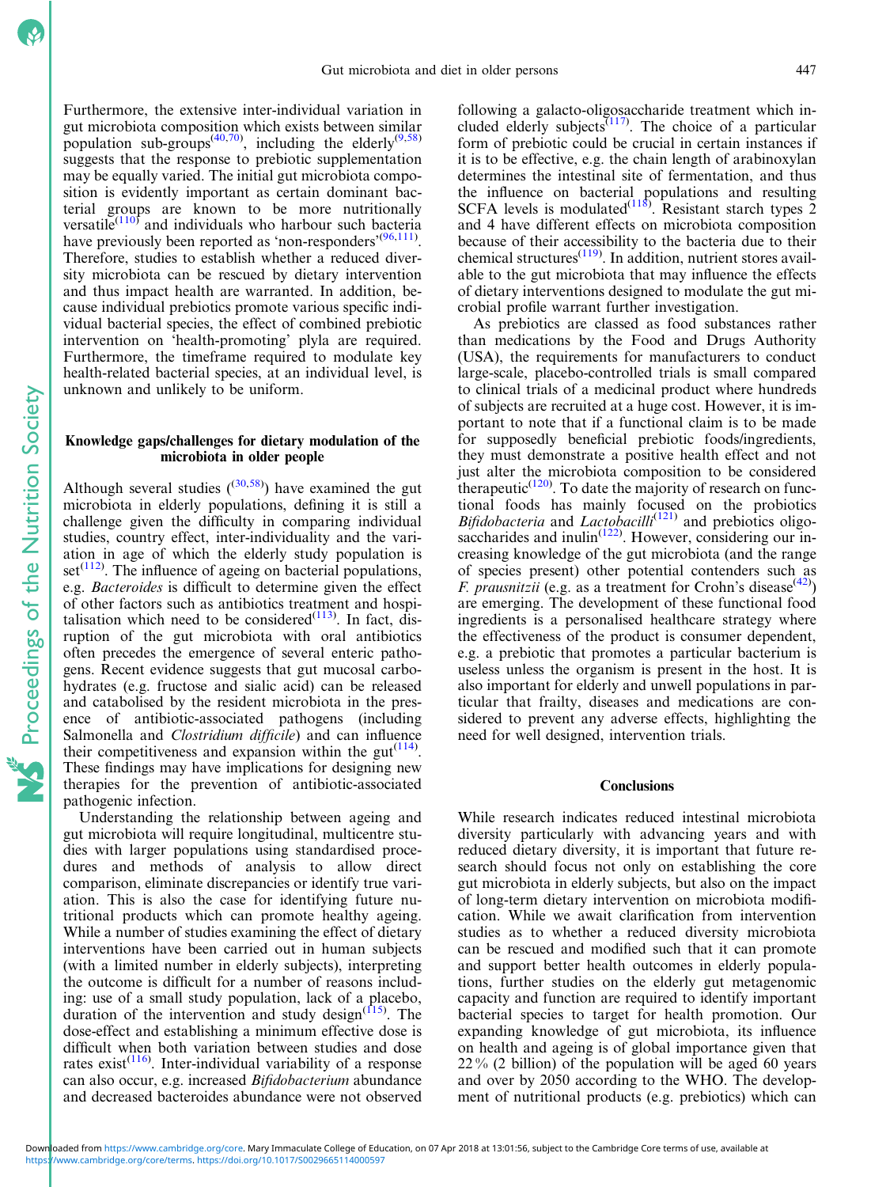Furthermore, the extensive inter-individual variation in gut microbiota composition which exists between similar population sub-groups[40,70], including the elderly[9,58] suggests that the response to prebiotic supplementation may be equally varied. The initial gut microbiota composition is evidently important as certain dominant bacterial groups are known to be more nutritionally versatile[110] and individuals who harbour such bacteria have previously been reported as 'non-responders'[96,111]. Therefore, studies to establish whether a reduced diversity microbiota can be rescued by dietary intervention and thus impact health are warranted. In addition, because individual prebiotics promote various specific individual bacterial species, the effect of combined prebiotic intervention on 'health-promoting' plyla are required. Furthermore, the timeframe required to modulate key health-related bacterial species, at an individual level, is unknown and unlikely to be uniform.

## Knowledge gaps/challenges for dietary modulation of the microbiota in older people

Although several studies ([30,58]) have examined the gut microbiota in elderly populations, defining it is still a challenge given the difficulty in comparing individual studies, country effect, inter-individuality and the variation in age of which the elderly study population is set[112]. The influence of ageing on bacterial populations, e.g. *Bacteroides* is difficult to determine given the effect of other factors such as antibiotics treatment and hospitalisation which need to be considered[113]. In fact, disruption of the gut microbiota with oral antibiotics often precedes the emergence of several enteric pathogens. Recent evidence suggests that gut mucosal carbohydrates (e.g. fructose and sialic acid) can be released and catabolised by the resident microbiota in the presence of antibiotic-associated pathogens (including Salmonella and *Clostridium difficile*) and can influence their competitiveness and expansion within the gut[114]. These findings may have implications for designing new therapies for the prevention of antibiotic-associated pathogenic infection.

Understanding the relationship between ageing and gut microbiota will require longitudinal, multicentre studies with larger populations using standardised procedures and methods of analysis to allow direct comparison, eliminate discrepancies or identify true variation. This is also the case for identifying future nutritional products which can promote healthy ageing. While a number of studies examining the effect of dietary interventions have been carried out in human subjects (with a limited number in elderly subjects), interpreting the outcome is difficult for a number of reasons including: use of a small study population, lack of a placebo, duration of the intervention and study design[115]. The dose-effect and establishing a minimum effective dose is difficult when both variation between studies and dose rates exist[116]. Inter-individual variability of a response can also occur, e.g. increased *Bifidobacterium* abundance and decreased bacteroides abundance were not observed following a galacto-oligosaccharide treatment which included elderly subjects[117]. The choice of a particular form of prebiotic could be crucial in certain instances if it is to be effective, e.g. the chain length of arabinoxylan determines the intestinal site of fermentation, and thus the influence on bacterial populations and resulting SCFA levels is modulated[118]. Resistant starch types 2 and 4 have different effects on microbiota composition because of their accessibility to the bacteria due to their chemical structures[119]. In addition, nutrient stores available to the gut microbiota that may influence the effects of dietary interventions designed to modulate the gut microbial profile warrant further investigation.

As prebiotics are classed as food substances rather than medications by the Food and Drugs Authority (USA), the requirements for manufacturers to conduct large-scale, placebo-controlled trials is small compared to clinical trials of a medicinal product where hundreds of subjects are recruited at a huge cost. However, it is important to note that if a functional claim is to be made for supposedly beneficial prebiotic foods/ingredients, they must demonstrate a positive health effect and not just alter the microbiota composition to be considered therapeutic[120]. To date the majority of research on functional foods has mainly focused on the probiotics *Bifidobacteria* and *Lactobacilli*[121] and prebiotics oligosaccharides and inulin[122]. However, considering our increasing knowledge of the gut microbiota (and the range of species present) other potential contenders such as *F. prausnitzii* (e.g. as a treatment for Crohn's disease[42]) are emerging. The development of these functional food ingredients is a personalised healthcare strategy where the effectiveness of the product is consumer dependent, e.g. a prebiotic that promotes a particular bacterium is useless unless the organism is present in the host. It is also important for elderly and unwell populations in particular that frailty, diseases and medications are considered to prevent any adverse effects, highlighting the need for well designed, intervention trials.

## Conclusions

While research indicates reduced intestinal microbiota diversity particularly with advancing years and with reduced dietary diversity, it is important that future research should focus not only on establishing the core gut microbiota in elderly subjects, but also on the impact of long-term dietary intervention on microbiota modification. While we await clarification from intervention studies as to whether a reduced diversity microbiota can be rescued and modified such that it can promote and support better health outcomes in elderly populations, further studies on the elderly gut metagenomic capacity and function are required to identify important bacterial species to target for health promotion. Our expanding knowledge of gut microbiota, its influence on health and ageing is of global importance given that 22 % (2 billion) of the population will be aged 60 years and over by 2050 according to the WHO. The development of nutritional products (e.g. prebiotics) which can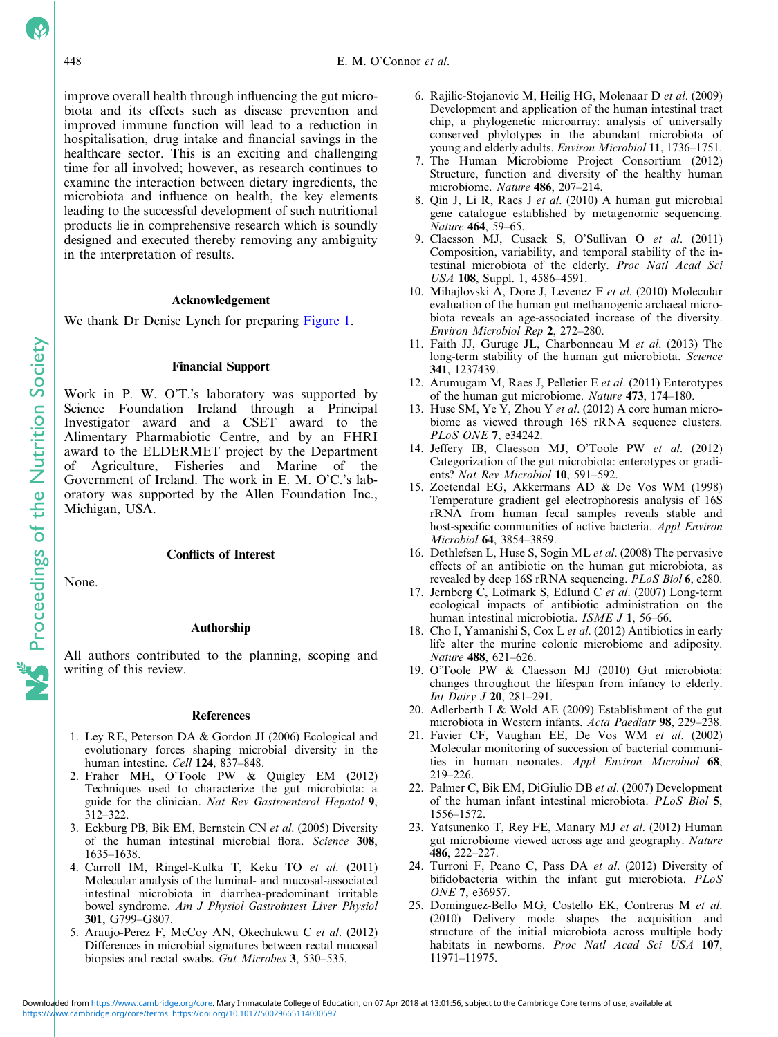improve overall health through influencing the gut microbiota and its effects such as disease prevention and improved immune function will lead to a reduction in hospitalisation, drug intake and financial savings in the healthcare sector. This is an exciting and challenging time for all involved; however, as research continues to examine the interaction between dietary ingredients, the microbiota and influence on health, the key elements leading to the successful development of such nutritional products lie in comprehensive research which is soundly designed and executed thereby removing any ambiguity in the interpretation of results.

## Acknowledgement

We thank Dr Denise Lynch for preparing Figure 1.

## Financial Support

Work in P. W. O'T.'s laboratory was supported by Science Foundation Ireland through a Principal Investigator award and a CSET award to the Alimentary Pharmabiotic Centre, and by an FHRI award to the ELDERMET project by the Department of Agriculture, Fisheries and Marine of the Government of Ireland. The work in E. M. O'C.'s laboratory was supported by the Allen Foundation Inc., Michigan, USA.

## Conflicts of Interest

None.

## Authorship

All authors contributed to the planning, scoping and writing of this review.

## References

1. Ley RE, Peterson DA & Gordon JI (2006) Ecological and evolutionary forces shaping microbial diversity in the human intestine. *Cell* **124**, 837–848.
2. Fraher MH, O'Toole PW & Quigley EM (2012) Techniques used to characterize the gut microbiota: a guide for the clinician. *Nat Rev Gastroenterol Hepatol* **9**, 312–322.
3. Eckburg PB, Bik EM, Bernstein CN *et al.* (2005) Diversity of the human intestinal microbial flora. *Science* **308**, 1635–1638.
4. Carroll IM, Ringel-Kulka T, Keku TO *et al.* (2011) Molecular analysis of the luminal- and mucosal-associated intestinal microbiota in diarrhea-predominant irritable bowel syndrome. *Am J Physiol Gastrointest Liver Physiol* **301**, G799–G807.
5. Araujo-Perez F, McCoy AN, Okechukwu C *et al.* (2012) Differences in microbial signatures between rectal mucosal biopsies and rectal swabs. *Gut Microbes* **3**, 530–535.
6. Rajilic-Stojanovic M, Heilig HG, Molenaar D *et al.* (2009) Development and application of the human intestinal tract chip, a phylogenetic microarray: analysis of universally conserved phylotypes in the abundant microbiota of young and elderly adults. *Environ Microbiol* **11**, 1736–1751.
7. The Human Microbiome Project Consortium (2012) Structure, function and diversity of the healthy human microbiome. *Nature* **486**, 207–214.
8. Qin J, Li R, Raes J *et al.* (2010) A human gut microbial gene catalogue established by metagenomic sequencing. *Nature* **464**, 59–65.
9. Claesson MJ, Cusack S, O'Sullivan O *et al.* (2011) Composition, variability, and temporal stability of the intestinal microbiota of the elderly. *Proc Natl Acad Sci USA* **108**, Suppl. 1, 4586–4591.
10. Mihajlovski A, Dore J, Levenez F *et al.* (2010) Molecular evaluation of the human gut methanogenic archaeal microbiota reveals an age-associated increase of the diversity. *Environ Microbiol Rep* **2**, 272–280.
11. Faith JJ, Guruge JL, Charbonneau M *et al.* (2013) The long-term stability of the human gut microbiota. *Science* **341**, 1237439.
12. Arumugam M, Raes J, Pelletier E *et al.* (2011) Enterotypes of the human gut microbiome. *Nature* **473**, 174–180.
13. Huse SM, Ye Y, Zhou Y *et al.* (2012) A core human microbiome as viewed through 16S rRNA sequence clusters. *PLoS ONE* **7**, e34242.
14. Jeffery IB, Claesson MJ, O'Toole PW *et al.* (2012) Categorization of the gut microbiota: enterotypes or gradients? *Nat Rev Microbiol* **10**, 591–592.
15. Zoetendal EG, Akkermans AD & De Vos WM (1998) Temperature gradient gel electrophoresis analysis of 16S rRNA from human fecal samples reveals stable and host-specific communities of active bacteria. *Appl Environ Microbiol* **64**, 3854–3859.
16. Dethlefsen L, Huse S, Sogin ML *et al.* (2008) The pervasive effects of an antibiotic on the human gut microbiota, as revealed by deep 16S rRNA sequencing. *PLoS Biol* **6**, e280.
17. Jernberg C, Lofmark S, Edlund C *et al.* (2007) Long-term ecological impacts of antibiotic administration on the human intestinal microbiota. *ISME J* **1**, 56–66.
18. Cho I, Yamanishi S, Cox L *et al.* (2012) Antibiotics in early life alter the murine colonic microbiome and adiposity. *Nature* **488**, 621–626.
19. O'Toole PW & Claesson MJ (2010) Gut microbiota: changes throughout the lifespan from infancy to elderly. *Int Dairy J* **20**, 281–291.
20. Adlerberth I & Wold AE (2009) Establishment of the gut microbiota in Western infants. *Acta Paediatr* **98**, 229–238.
21. Favier CF, Vaughan EE, De Vos WM *et al.* (2002) Molecular monitoring of succession of bacterial communities in human neonates. *Appl Environ Microbiol* **68**, 219–226.
22. Palmer C, Bik EM, DiGiulio DB *et al.* (2007) Development of the human infant intestinal microbiota. *PLoS Biol* **5**, 1556–1572.
23. Yatsunenko T, Rey FE, Manary MJ *et al.* (2012) Human gut microbiome viewed across age and geography. *Nature* **486**, 222–227.
24. Turroni F, Peano C, Pass DA *et al.* (2012) Diversity of bifidobacteria within the infant gut microbiota. *PLoS ONE* **7**, e36957.
25. Dominguez-Bello MG, Costello EK, Contreras M *et al.* (2010) Delivery mode shapes the acquisition and structure of the initial microbiota across multiple body habitats in newborns. *Proc Natl Acad Sci USA* **107**, 11971–11975.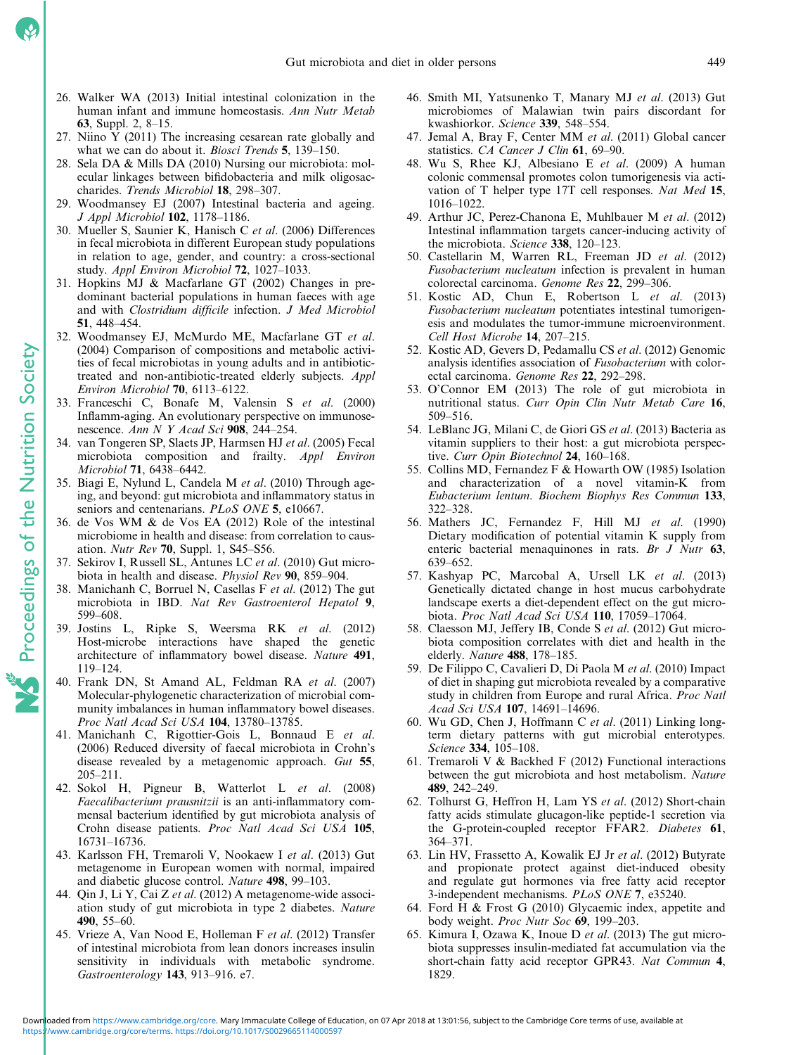26. Walker WA (2013) Initial intestinal colonization in the human infant and immune homeostasis. *Ann Nutr Metab* **63**, Suppl. 2, 8–15.
27. Niino Y (2011) The increasing cesarean rate globally and what we can do about it. *Biosci Trends* **5**, 139–150.
28. Sela DA & Mills DA (2010) Nursing our microbiota: molecular linkages between bifidobacteria and milk oligosaccharides. *Trends Microbiol* **18**, 298–307.
29. Woodmansey EJ (2007) Intestinal bacteria and ageing. *J Appl Microbiol* **102**, 1178–1186.
30. Mueller S, Saunier K, Hanisch C *et al.* (2006) Differences in fecal microbiota in different European study populations in relation to age, gender, and country: a cross-sectional study. *Appl Environ Microbiol* **72**, 1027–1033.
31. Hopkins MJ & Macfarlane GT (2002) Changes in predominant bacterial populations in human faeces with age and with *Clostridium difficile* infection. *J Med Microbiol* **51**, 448–454.
32. Woodmansey EJ, McMurdo ME, Macfarlane GT *et al.* (2004) Comparison of compositions and metabolic activities of fecal microbiotas in young adults and in antibiotic-treated and non-antibiotic-treated elderly subjects. *Appl Environ Microbiol* **70**, 6113–6122.
33. Franceschi C, Bonafe M, Valensin S *et al.* (2000) Inflamm-aging. An evolutionary perspective on immunosenescence. *Ann N Y Acad Sci* **908**, 244–254.
34. van Tongeren SP, Slaets JP, Harmsen HJ *et al.* (2005) Fecal microbiota composition and frailty. *Appl Environ Microbiol* **71**, 6438–6442.
35. Biagi E, Nylund L, Candela M *et al.* (2010) Through ageing, and beyond: gut microbiota and inflammatory status in seniors and centenarians. *PLoS ONE* **5**, e10667.
36. de Vos WM & de Vos EA (2012) Role of the intestinal microbiome in health and disease: from correlation to causation. *Nutr Rev* **70**, Suppl. 1, S45–S56.
37. Sekirov I, Russell SL, Antunes LC *et al.* (2010) Gut microbiota in health and disease. *Physiol Rev* **90**, 859–904.
38. Manichanh C, Borruel N, Casellas F *et al.* (2012) The gut microbiota in IBD. *Nat Rev Gastroenterol Hepatol* **9**, 599–608.
39. Jostins L, Ripke S, Weersma RK *et al.* (2012) Host-microbe interactions have shaped the genetic architecture of inflammatory bowel disease. *Nature* **491**, 119–124.
40. Frank DN, St Amand AL, Feldman RA *et al.* (2007) Molecular-phylogenetic characterization of microbial community imbalances in human inflammatory bowel diseases. *Proc Natl Acad Sci USA* **104**, 13780–13785.
41. Manichanh C, Rigottier-Gois L, Bonnaud E *et al.* (2006) Reduced diversity of faecal microbiota in Crohn's disease revealed by a metagenomic approach. *Gut* **55**, 205–211.
42. Sokol H, Pigneur B, Watterlot L *et al.* (2008) *Faecalibacterium prausnitzii* is an anti-inflammatory commensal bacterium identified by gut microbiota analysis of Crohn disease patients. *Proc Natl Acad Sci USA* **105**, 16731–16736.
43. Karlsson FH, Tremaroli V, Nookaew I *et al.* (2013) Gut metagenome in European women with normal, impaired and diabetic glucose control. *Nature* **498**, 99–103.
44. Qin J, Li Y, Cai Z *et al.* (2012) A metagenome-wide association study of gut microbiota in type 2 diabetes. *Nature* **490**, 55–60.
45. Vrieze A, Van Nood E, Holleman F *et al.* (2012) Transfer of intestinal microbiota from lean donors increases insulin sensitivity in individuals with metabolic syndrome. *Gastroenterology* **143**, 913–916. e7.
46. Smith MI, Yatsunenko T, Manary MJ *et al.* (2013) Gut microbiomes of Malawian twin pairs discordant for kwashiorkor. *Science* **339**, 548–554.
47. Jemal A, Bray F, Center MM *et al.* (2011) Global cancer statistics. *CA Cancer J Clin* **61**, 69–90.
48. Wu S, Rhee KJ, Albesiano E *et al.* (2009) A human colonic commensal promotes colon tumorigenesis via activation of T helper type 17T cell responses. *Nat Med* **15**, 1016–1022.
49. Arthur JC, Perez-Chanona E, Muhlbauer M *et al.* (2012) Intestinal inflammation targets cancer-inducing activity of the microbiota. *Science* **338**, 120–123.
50. Castellarin M, Warren RL, Freeman JD *et al.* (2012) *Fusobacterium nucleatum* infection is prevalent in human colorectal carcinoma. *Genome Res* **22**, 299–306.
51. Kostic AD, Chun E, Robertson L *et al.* (2013) *Fusobacterium nucleatum* potentiates intestinal tumorigenesis and modulates the tumor-immune microenvironment. *Cell Host Microbe* **14**, 207–215.
52. Kostic AD, Gevers D, Pedamallu CS *et al.* (2012) Genomic analysis identifies association of *Fusobacterium* with colorectal carcinoma. *Genome Res* **22**, 292–298.
53. O'Connor EM (2013) The role of gut microbiota in nutritional status. *Curr Opin Clin Nutr Metab Care* **16**, 509–516.
54. LeBlanc JG, Milani C, de Giori GS *et al.* (2013) Bacteria as vitamin suppliers to their host: a gut microbiota perspective. *Curr Opin Biotechnol* **24**, 160–168.
55. Collins MD, Fernandez F & Howarth OW (1985) Isolation and characterization of a novel vitamin-K from *Eubacterium lentum*. *Biochem Biophys Res Commun* **133**, 322–328.
56. Mathers JC, Fernandez F, Hill MJ *et al.* (1990) Dietary modification of potential vitamin K supply from enteric bacterial menaquinones in rats. *Br J Nutr* **63**, 639–652.
57. Kashyap PC, Marcobal A, Ursell LK *et al.* (2013) Genetically dictated change in host mucus carbohydrate landscape exerts a diet-dependent effect on the gut microbiota. *Proc Natl Acad Sci USA* **110**, 17059–17064.
58. Claesson MJ, Jeffery IB, Conde S *et al.* (2012) Gut microbiota composition correlates with diet and health in the elderly. *Nature* **488**, 178–185.
59. De Filippo C, Cavalieri D, Di Paola M *et al.* (2010) Impact of diet in shaping gut microbiota revealed by a comparative study in children from Europe and rural Africa. *Proc Natl Acad Sci USA* **107**, 14691–14696.
60. Wu GD, Chen J, Hoffmann C *et al.* (2011) Linking long-term dietary patterns with gut microbial enterotypes. *Science* **334**, 105–108.
61. Tremaroli V & Backhed F (2012) Functional interactions between the gut microbiota and host metabolism. *Nature* **489**, 242–249.
62. Tolhurst G, Heffron H, Lam YS *et al.* (2012) Short-chain fatty acids stimulate glucagon-like peptide-1 secretion via the G-protein-coupled receptor FFAR2. *Diabetes* **61**, 364–371.
63. Lin HV, Frassetto A, Kowalik EJ Jr *et al.* (2012) Butyrate and propionate protect against diet-induced obesity and regulate gut hormones via free fatty acid receptor 3-independent mechanisms. *PLoS ONE* **7**, e35240.
64. Ford H & Frost G (2010) Glycaemic index, appetite and body weight. *Proc Nutr Soc* **69**, 199–203.
65. Kimura I, Ozawa K, Inoue D *et al.* (2013) The gut microbiota suppresses insulin-mediated fat accumulation via the short-chain fatty acid receptor GPR43. *Nat Commun* **4**, 1829.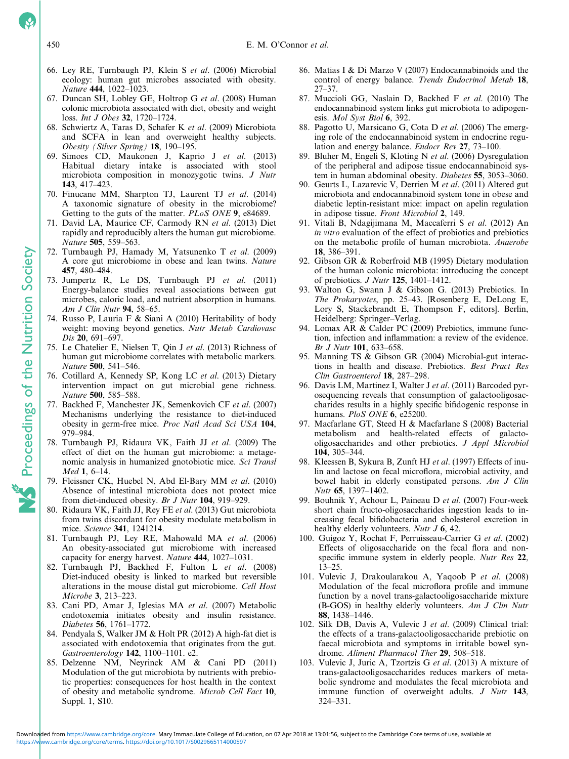66. Ley RE, Turnbaugh PJ, Klein S *et al.* (2006) Microbial ecology: human gut microbes associated with obesity. *Nature* **444**, 1022–1023.
67. Duncan SH, Lobley GE, Holtrop G *et al.* (2008) Human colonic microbiota associated with diet, obesity and weight loss. *Int J Obes* **32**, 1720–1724.
68. Schwiertz A, Taras D, Schafer K *et al.* (2009) Microbiota and SCFA in lean and overweight healthy subjects. *Obesity (Silver Spring)* **18**, 190–195.
69. Simoes CD, Maukonen J, Kaprio J *et al.* (2013) Habitual dietary intake is associated with stool microbiota composition in monozygotic twins. *J Nutr* **143**, 417–423.
70. Finucane MM, Sharpton TJ, Laurent TJ *et al.* (2014) A taxonomic signature of obesity in the microbiome? Getting to the guts of the matter. *PLoS ONE* **9**, e84689.
71. David LA, Maurice CF, Carmody RN *et al.* (2013) Diet rapidly and reproducibly alters the human gut microbiome. *Nature* **505**, 559–563.
72. Turnbaugh PJ, Hamady M, Yatsunenko T *et al.* (2009) A core gut microbiome in obese and lean twins. *Nature* **457**, 480–484.
73. Jumpertz R, Le DS, Turnbaugh PJ *et al.* (2011) Energy-balance studies reveal associations between gut microbes, caloric load, and nutrient absorption in humans. *Am J Clin Nutr* **94**, 58–65.
74. Russo P, Lauria F & Siani A (2010) Heritability of body weight: moving beyond genetics. *Nutr Metab Cardiovasc Dis* **20**, 691–697.
75. Le Chatelier E, Nielsen T, Qin J *et al.* (2013) Richness of human gut microbiome correlates with metabolic markers. *Nature* **500**, 541–546.
76. Cotillard A, Kennedy SP, Kong LC *et al.* (2013) Dietary intervention impact on gut microbial gene richness. *Nature* **500**, 585–588.
77. Backhed F, Manchester JK, Semenkovich CF *et al.* (2007) Mechanisms underlying the resistance to diet-induced obesity in germ-free mice. *Proc Natl Acad Sci USA* **104**, 979–984.
78. Turnbaugh PJ, Ridaura VK, Faith JJ *et al.* (2009) The effect of diet on the human gut microbiome: a metagenomic analysis in humanized gnotobiotic mice. *Sci Transl Med* **1**, 6–14.
79. Fleissner CK, Huebel N, Abd El-Bary MM *et al.* (2010) Absence of intestinal microbiota does not protect mice from diet-induced obesity. *Br J Nutr* **104**, 919–929.
80. Ridaura VK, Faith JJ, Rey FE *et al.* (2013) Gut microbiota from twins discordant for obesity modulate metabolism in mice. *Science* **341**, 1241214.
81. Turnbaugh PJ, Ley RE, Mahowald MA *et al.* (2006) An obesity-associated gut microbiome with increased capacity for energy harvest. *Nature* **444**, 1027–1031.
82. Turnbaugh PJ, Backhed F, Fulton L *et al.* (2008) Diet-induced obesity is linked to marked but reversible alterations in the mouse distal gut microbiome. *Cell Host Microbe* **3**, 213–223.
83. Cani PD, Amar J, Iglesias MA *et al.* (2007) Metabolic endotoxemia initiates obesity and insulin resistance. *Diabetes* **56**, 1761–1772.
84. Pendyala S, Walker JM & Holt PR (2012) A high-fat diet is associated with endotoxemia that originates from the gut. *Gastroenterology* **142**, 1100–1101. e2.
85. Delzenne NM, Neyrinck AM & Cani PD (2011) Modulation of the gut microbiota by nutrients with prebiotic properties: consequences for host health in the context of obesity and metabolic syndrome. *Microb Cell Fact* **10**, Suppl. 1, S10.
86. Matias I & Di Marzo V (2007) Endocannabinoids and the control of energy balance. *Trends Endocrinol Metab* **18**, 27–37.
87. Muccioli GG, Naslain D, Backhed F *et al.* (2010) The endocannabinoid system links gut microbiota to adipogenesis. *Mol Syst Biol* **6**, 392.
88. Pagotto U, Marsicano G, Cota D *et al.* (2006) The emerging role of the endocannabinoid system in endocrine regulation and energy balance. *Endocr Rev* **27**, 73–100.
89. Bluher M, Engeli S, Kloting N *et al.* (2006) Dysregulation of the peripheral and adipose tissue endocannabinoid system in human abdominal obesity. *Diabetes* **55**, 3053–3060.
90. Geurts L, Lazarevic V, Derrien M *et al.* (2011) Altered gut microbiota and endocannabinoid system tone in obese and diabetic leptin-resistant mice: impact on apelin regulation in adipose tissue. *Front Microbiol* **2**, 149.
91. Vitali B, Ndagijimana M, Maccaferri S *et al.* (2012) An *in vitro* evaluation of the effect of probiotics and prebiotics on the metabolic profile of human microbiota. *Anaerobe* **18**, 386–391.
92. Gibson GR & Roberfroid MB (1995) Dietary modulation of the human colonic microbiota: introducing the concept of prebiotics. *J Nutr* **125**, 1401–1412.
93. Walton G, Swann J & Gibson G. (2013) Prebiotics. In *The Prokaryotes*, pp. 25–43. [Rosenberg E, DeLong E, Lory S, Stackebrandt E, Thompson F, editors]. Berlin, Heidelberg: Springer–Verlag.
94. Lomax AR & Calder PC (2009) Prebiotics, immune function, infection and inflammation: a review of the evidence. *Br J Nutr* **101**, 633–658.
95. Manning TS & Gibson GR (2004) Microbial-gut interactions in health and disease. Prebiotics. *Best Pract Res Clin Gastroenterol* **18**, 287–298.
96. Davis LM, Martinez I, Walter J *et al.* (2011) Barcoded pyrosequencing reveals that consumption of galactooligosaccharides results in a highly specific bifidogenic response in humans. *PloS ONE* **6**, e25200.
97. Macfarlane GT, Steed H & Macfarlane S (2008) Bacterial metabolism and health-related effects of galacto-oligosaccharides and other prebiotics. *J Appl Microbiol* **104**, 305–344.
98. Kleessen B, Sykura B, Zunft HJ *et al.* (1997) Effects of inulin and lactose on fecal microflora, microbial activity, and bowel habit in elderly constipated persons. *Am J Clin Nutr* **65**, 1397–1402.
99. Bouhnik Y, Achour L, Paineau D *et al.* (2007) Four-week short chain fructo-oligosaccharides ingestion leads to increasing fecal bifidobacteria and cholesterol excretion in healthy elderly volunteers. *Nutr J* **6**, 42.
100. Guigoz Y, Rochat F, Perruisseau-Carrier G *et al.* (2002) Effects of oligosaccharide on the fecal flora and non-specific immune system in elderly people. *Nutr Res* **22**, 13–25.
101. Vulevic J, Drakoularakou A, Yaqoob P *et al.* (2008) Modulation of the fecal microflora profile and immune function by a novel trans-galactooligosaccharide mixture (B-GOS) in healthy elderly volunteers. *Am J Clin Nutr* **88**, 1438–1446.
102. Silk DB, Davis A, Vulevic J *et al.* (2009) Clinical trial: the effects of a trans-galactooligosaccharide prebiotic on faecal microbiota and symptoms in irritable bowel syndrome. *Aliment Pharmacol Ther* **29**, 508–518.
103. Vulevic J, Juric A, Tzortzis G *et al.* (2013) A mixture of trans-galactooligosaccharides reduces markers of metabolic syndrome and modulates the fecal microbiota and immune function of overweight adults. *J Nutr* **143**, 324–331.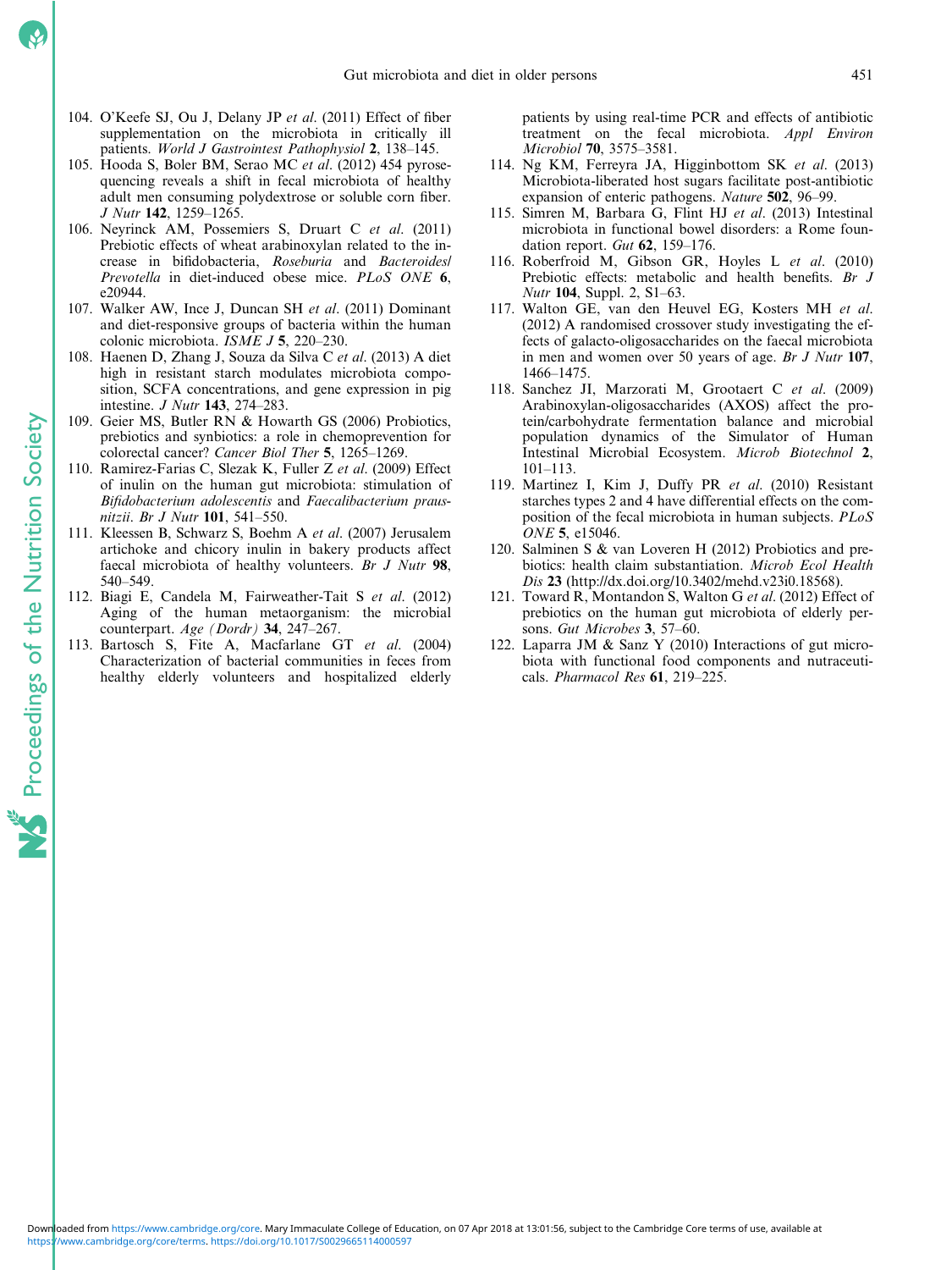104. O'Keefe SJ, Ou J, Delany JP *et al*. (2011) Effect of fiber supplementation on the microbiota in critically ill patients. *World J Gastrointest Pathophysiol* **2**, 138–145.
105. Hooda S, Boler BM, Serao MC *et al*. (2012) 454 pyrosequencing reveals a shift in fecal microbiota of healthy adult men consuming polydextrose or soluble corn fiber. *J Nutr* **142**, 1259–1265.
106. Neyrinck AM, Possemiers S, Druart C *et al*. (2011) Prebiotic effects of wheat arabinoxylan related to the increase in bifidobacteria, *Roseburia* and *Bacteroides/Prevotella* in diet-induced obese mice. *PLoS ONE* **6**, e20944.
107. Walker AW, Ince J, Duncan SH *et al*. (2011) Dominant and diet-responsive groups of bacteria within the human colonic microbiota. *ISME J* **5**, 220–230.
108. Haenen D, Zhang J, Souza da Silva C *et al*. (2013) A diet high in resistant starch modulates microbiota composition, SCFA concentrations, and gene expression in pig intestine. *J Nutr* **143**, 274–283.
109. Geier MS, Butler RN & Howarth GS (2006) Probiotics, prebiotics and synbiotics: a role in chemoprevention for colorectal cancer? *Cancer Biol Ther* **5**, 1265–1269.
110. Ramirez-Farias C, Slezak K, Fuller Z *et al*. (2009) Effect of inulin on the human gut microbiota: stimulation of *Bifidobacterium adolescentis* and *Faecalibacterium prausnitzii*. *Br J Nutr* **101**, 541–550.
111. Kleessen B, Schwarz S, Boehm A *et al*. (2007) Jerusalem artichoke and chicory inulin in bakery products affect faecal microbiota of healthy volunteers. *Br J Nutr* **98**, 540–549.
112. Biagi E, Candela M, Fairweather-Tait S *et al*. (2012) Aging of the human metaorganism: the microbial counterpart. *Age (Dordr)* **34**, 247–267.
113. Bartosch S, Fite A, Macfarlane GT *et al*. (2004) Characterization of bacterial communities in feces from healthy elderly volunteers and hospitalized elderly patients by using real-time PCR and effects of antibiotic treatment on the fecal microbiota. *Appl Environ Microbiol* **70**, 3575–3581.
114. Ng KM, Ferreyra JA, Higginbottom SK *et al*. (2013) Microbiota-liberated host sugars facilitate post-antibiotic expansion of enteric pathogens. *Nature* **502**, 96–99.
115. Simren M, Barbara G, Flint HJ *et al*. (2013) Intestinal microbiota in functional bowel disorders: a Rome foundation report. *Gut* **62**, 159–176.
116. Roberfroid M, Gibson GR, Hoyles L *et al*. (2010) Prebiotic effects: metabolic and health benefits. *Br J Nutr* **104**, Suppl. 2, S1–63.
117. Walton GE, van den Heuvel EG, Kosters MH *et al*. (2012) A randomised crossover study investigating the effects of galacto-oligosaccharides on the faecal microbiota in men and women over 50 years of age. *Br J Nutr* **107**, 1466–1475.
118. Sanchez JI, Marzorati M, Grootaert C *et al*. (2009) Arabinoxylan-oligosaccharides (AXOS) affect the protein/carbohydrate fermentation balance and microbial population dynamics of the Simulator of Human Intestinal Microbial Ecosystem. *Microb Biotechnol* **2**, 101–113.
119. Martinez I, Kim J, Duffy PR *et al*. (2010) Resistant starches types 2 and 4 have differential effects on the composition of the fecal microbiota in human subjects. *PLoS ONE* **5**, e15046.
120. Salminen S & van Loveren H (2012) Probiotics and prebiotics: health claim substantiation. *Microb Ecol Health Dis* **23** (http://dx.doi.org/10.3402/mehd.v23i0.18568).
121. Toward R, Montandon S, Walton G *et al*. (2012) Effect of prebiotics on the human gut microbiota of elderly persons. *Gut Microbes* **3**, 57–60.
122. Laparra JM & Sanz Y (2010) Interactions of gut microbiota with functional food components and nutraceuticals. *Pharmacol Res* **61**, 219–225.